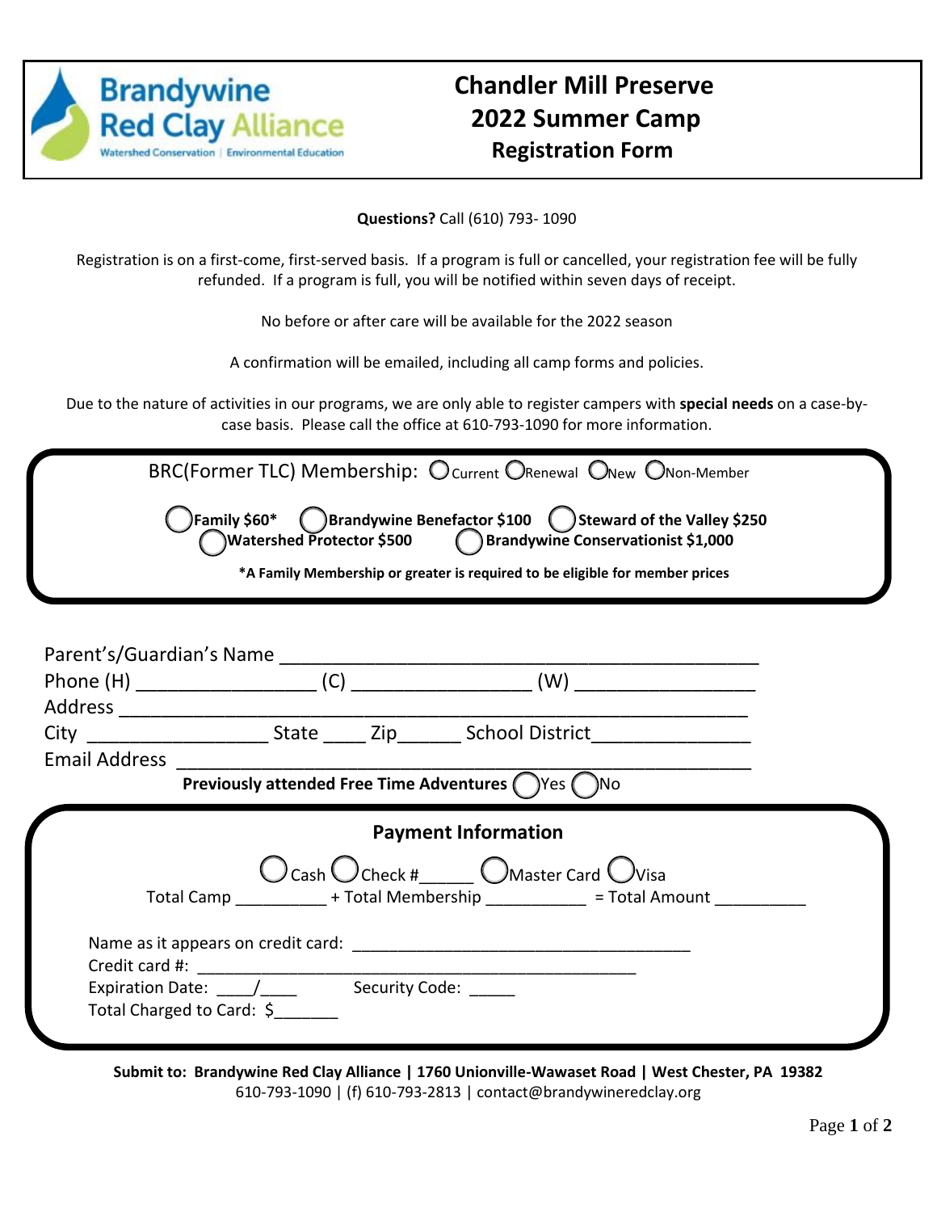Brandywine Red Clay Alliance
Watershed Conservation | Environmental Education

# Chandler Mill Preserve 2022 Summer Camp
## Registration Form

**Questions?** Call (610) 793- 1090

Registration is on a first-come, first-served basis. If a program is full or cancelled, your registration fee will be fully refunded. If a program is full, you will be notified within seven days of receipt.

No before or after care will be available for the 2022 season

A confirmation will be emailed, including all camp forms and policies.

Due to the nature of activities in our programs, we are only able to register campers with **special needs** on a case-by-case basis. Please call the office at 610-793-1090 for more information.

BRC(Former TLC) Membership: ◯ Current ◯ Renewal ◯ New ◯ Non-Member

◯ **Family $60*** ◯ **Brandywine Benefactor $100** ◯ **Steward of the Valley $250**
◯ **Watershed Protector $500** ◯ **Brandywine Conservationist $1,000**

**\*A Family Membership or greater is required to be eligible for member prices**

Parent's/Guardian's Name ______________________________________________
Phone (H) _________________ (C) _________________ (W) _________________
Address ____________________________________________________________
City _________________ State ____ Zip______ School District_______________
Email Address _______________________________________________________

**Previously attended Free Time Adventures** ◯ Yes ◯ No

### Payment Information

◯ Cash ◯ Check #______ ◯ Master Card ◯ Visa

Total Camp __________ + Total Membership ___________ = Total Amount __________

Name as it appears on credit card: ______________________________________
Credit card #: ______________________________________________________
Expiration Date: ____/____ Security Code: _____
Total Charged to Card: $_______

**Submit to: Brandywine Red Clay Alliance | 1760 Unionville-Wawaset Road | West Chester, PA 19382**
610-793-1090 | (f) 610-793-2813 | contact@brandywineredclay.org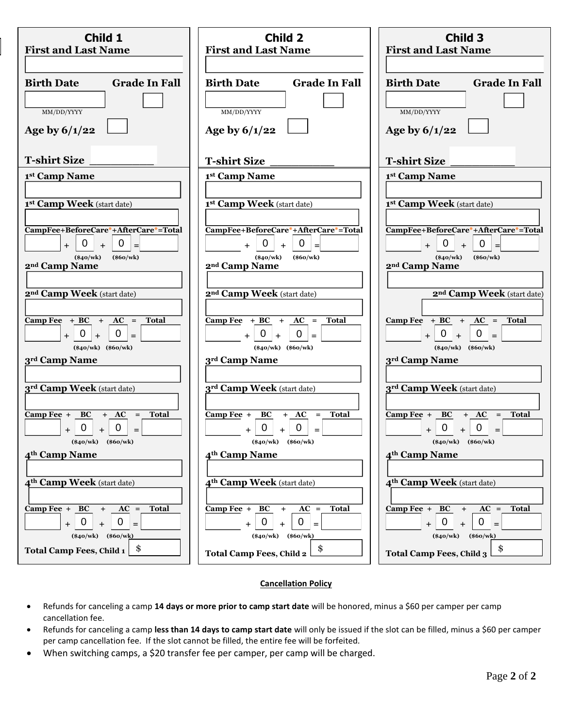## Child 1

**First and Last Name**

**Birth Date** (MM/DD/YYYY) **Grade In Fall**

**Age by 6/1/22**

**T-shirt Size** __________

**1st Camp Name**

**1st Camp Week** (start date)

**CampFee+BeforeCare*+AfterCare*=Total**

+ 0 + 0 =

($40/wk) ($60/wk)

**2nd Camp Name**

**2nd Camp Week** (start date)

**Camp Fee + BC + AC = Total**

+ 0 + 0 =

($40/wk) ($60/wk)

**3rd Camp Name**

**3rd Camp Week** (start date)

**Camp Fee + BC + AC = Total**

+ 0 + 0 =

($40/wk) ($60/wk)

**4th Camp Name**

**4th Camp Week** (start date)

**Camp Fee + BC + AC = Total**

+ 0 + 0 =

($40/wk) ($60/wk)

**Total Camp Fees, Child 1** $

## Child 2

**First and Last Name**

**Birth Date** (MM/DD/YYYY) **Grade In Fall**

**Age by 6/1/22**

**T-shirt Size** __________

**1st Camp Name**

**1st Camp Week** (start date)

**CampFee+BeforeCare*+AfterCare*=Total**

+ 0 + 0 =

($40/wk) ($60/wk)

**2nd Camp Name**

**2nd Camp Week** (start date)

**Camp Fee + BC + AC = Total**

+ 0 + 0 =

($40/wk) ($60/wk)

**3rd Camp Name**

**3rd Camp Week** (start date)

**Camp Fee + BC + AC = Total**

+ 0 + 0 =

($40/wk) ($60/wk)

**4th Camp Name**

**4th Camp Week** (start date)

**Camp Fee + BC + AC = Total**

+ 0 + 0 =

($40/wk) ($60/wk)

**Total Camp Fees, Child 2** $

## Child 3

**First and Last Name**

**Birth Date** (MM/DD/YYYY) **Grade In Fall**

**Age by 6/1/22**

**T-shirt Size** __________

**1st Camp Name**

**1st Camp Week** (start date)

**CampFee+BeforeCare*+AfterCare*=Total**

+ 0 + 0 =

($40/wk) ($60/wk)

**2nd Camp Name**

**2nd Camp Week** (start date)

**Camp Fee + BC + AC = Total**

+ 0 + 0 =

($40/wk) ($60/wk)

**3rd Camp Name**

**3rd Camp Week** (start date)

**Camp Fee + BC + AC = Total**

+ 0 + 0 =

($40/wk) ($60/wk)

**4th Camp Name**

**4th Camp Week** (start date)

**Camp Fee + BC + AC = Total**

+ 0 + 0 =

($40/wk) ($60/wk)

**Total Camp Fees, Child 3** $

**Cancellation Policy**

- Refunds for canceling a camp **14 days or more prior to camp start date** will be honored, minus a $60 per camper per camp cancellation fee.
- Refunds for canceling a camp **less than 14 days to camp start date** will only be issued if the slot can be filled, minus a $60 per camper per camp cancellation fee. If the slot cannot be filled, the entire fee will be forfeited.
- When switching camps, a $20 transfer fee per camper, per camp will be charged.